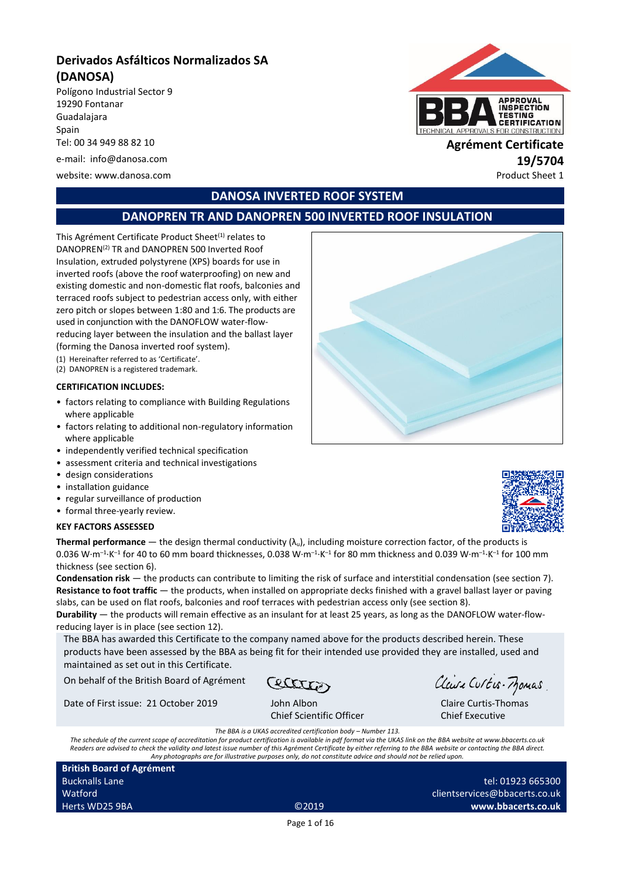# Derivados Asfálticos Normalizados SA (DANOSA)

Polígono Industrial Sector 9
19290 Fontanar
Guadalajara
Spain
Tel: 00 34 949 88 82 10
e-mail: info@danosa.com
website: www.danosa.com

**Agrément Certificate**
**19/5704**
Product Sheet 1

## DANOSA INVERTED ROOF SYSTEM

## DANOPREN TR AND DANOPREN 500 INVERTED ROOF INSULATION

This Agrément Certificate Product Sheet[1] relates to DANOPREN[2] TR and DANOPREN 500 Inverted Roof Insulation, extruded polystyrene (XPS) boards for use in inverted roofs (above the roof waterproofing) on new and existing domestic and non-domestic flat roofs, balconies and terraced roofs subject to pedestrian access only, with either zero pitch or slopes between 1:80 and 1:6. The products are used in conjunction with the DANOFLOW water-flow-reducing layer between the insulation and the ballast layer (forming the Danosa inverted roof system).

(1) Hereinafter referred to as 'Certificate'.
(2) DANOPREN is a registered trademark.

**CERTIFICATION INCLUDES:**

- factors relating to compliance with Building Regulations where applicable
- factors relating to additional non-regulatory information where applicable
- independently verified technical specification
- assessment criteria and technical investigations
- design considerations
- installation guidance
- regular surveillance of production
- formal three-yearly review.

**KEY FACTORS ASSESSED**

**Thermal performance** — the design thermal conductivity ($\lambda_u$), including moisture correction factor, of the products is 0.036 $W{\cdot}m^{-1}{\cdot}K^{-1}$ for 40 to 60 mm board thicknesses, 0.038 $W{\cdot}m^{-1}{\cdot}K^{-1}$ for 80 mm thickness and 0.039 $W{\cdot}m^{-1}{\cdot}K^{-1}$ for 100 mm thickness (see section 6).

**Condensation risk** — the products can contribute to limiting the risk of surface and interstitial condensation (see section 7).

**Resistance to foot traffic** — the products, when installed on appropriate decks finished with a gravel ballast layer or paving slabs, can be used on flat roofs, balconies and roof terraces with pedestrian access only (see section 8).

**Durability** — the products will remain effective as an insulant for at least 25 years, as long as the DANOFLOW water-flow-reducing layer is in place (see section 12).

The BBA has awarded this Certificate to the company named above for the products described herein. These products have been assessed by the BBA as being fit for their intended use provided they are installed, used and maintained as set out in this Certificate.

On behalf of the British Board of Agrément

Date of First issue: 21 October 2019

John Albon
Chief Scientific Officer

Claire Curtis-Thomas
Chief Executive

*The BBA is a UKAS accredited certification body – Number 113.*
*The schedule of the current scope of accreditation for product certification is available in pdf format via the UKAS link on the BBA website at www.bbacerts.co.uk*
*Readers are advised to check the validity and latest issue number of this Agrément Certificate by either referring to the BBA website or contacting the BBA direct.*
*Any photographs are for illustrative purposes only, do not constitute advice and should not be relied upon.*

**British Board of Agrément**
Bucknalls Lane
Watford
Herts WD25 9BA

©2019

tel: 01923 665300
clientservices@bbacerts.co.uk
**www.bbacerts.co.uk**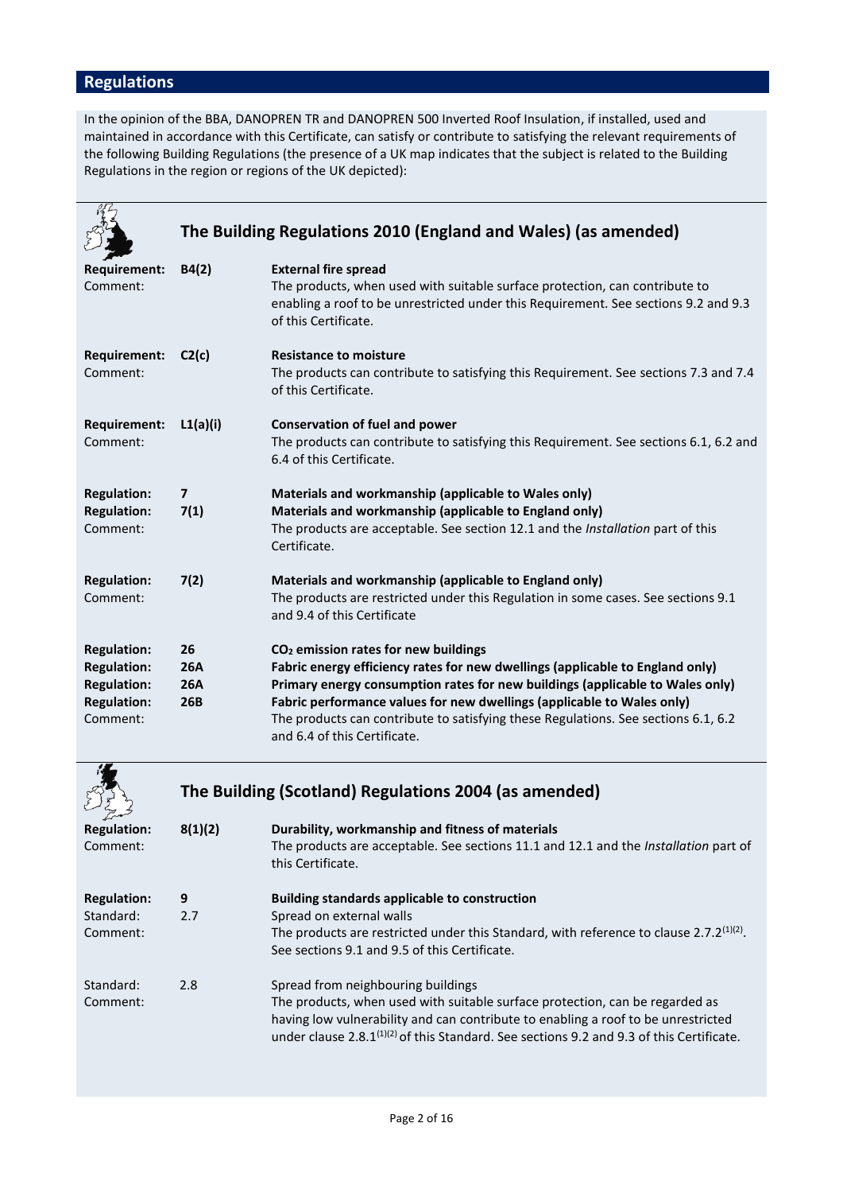## Regulations

In the opinion of the BBA, DANOPREN TR and DANOPREN 500 Inverted Roof Insulation, if installed, used and maintained in accordance with this Certificate, can satisfy or contribute to satisfying the relevant requirements of the following Building Regulations (the presence of a UK map indicates that the subject is related to the Building Regulations in the region or regions of the UK depicted):

### The Building Regulations 2010 (England and Wales) (as amended)

**Requirement:** **B4(2)** **External fire spread**
Comment: The products, when used with suitable surface protection, can contribute to enabling a roof to be unrestricted under this Requirement. See sections 9.2 and 9.3 of this Certificate.

**Requirement:** **C2(c)** **Resistance to moisture**
Comment: The products can contribute to satisfying this Requirement. See sections 7.3 and 7.4 of this Certificate.

**Requirement:** **L1(a)(i)** **Conservation of fuel and power**
Comment: The products can contribute to satisfying this Requirement. See sections 6.1, 6.2 and 6.4 of this Certificate.

**Regulation:** **7** **Materials and workmanship (applicable to Wales only)**
**Regulation:** **7(1)** **Materials and workmanship (applicable to England only)**
Comment: The products are acceptable. See section 12.1 and the *Installation* part of this Certificate.

**Regulation:** **7(2)** **Materials and workmanship (applicable to England only)**
Comment: The products are restricted under this Regulation in some cases. See sections 9.1 and 9.4 of this Certificate

**Regulation:** **26** **$CO_2$ emission rates for new buildings**
**Regulation:** **26A** **Fabric energy efficiency rates for new dwellings (applicable to England only)**
**Regulation:** **26A** **Primary energy consumption rates for new buildings (applicable to Wales only)**
**Regulation:** **26B** **Fabric performance values for new dwellings (applicable to Wales only)**
Comment: The products can contribute to satisfying these Regulations. See sections 6.1, 6.2 and 6.4 of this Certificate.

### The Building (Scotland) Regulations 2004 (as amended)

**Regulation:** **8(1)(2)** **Durability, workmanship and fitness of materials**
Comment: The products are acceptable. See sections 11.1 and 12.1 and the *Installation* part of this Certificate.

**Regulation:** **9** **Building standards applicable to construction**
Standard: 2.7 Spread on external walls
Comment: The products are restricted under this Standard, with reference to clause 2.7.2[(1)(2)]. See sections 9.1 and 9.5 of this Certificate.

Standard: 2.8 Spread from neighbouring buildings
Comment: The products, when used with suitable surface protection, can be regarded as having low vulnerability and can contribute to enabling a roof to be unrestricted under clause 2.8.1[(1)(2)] of this Standard. See sections 9.2 and 9.3 of this Certificate.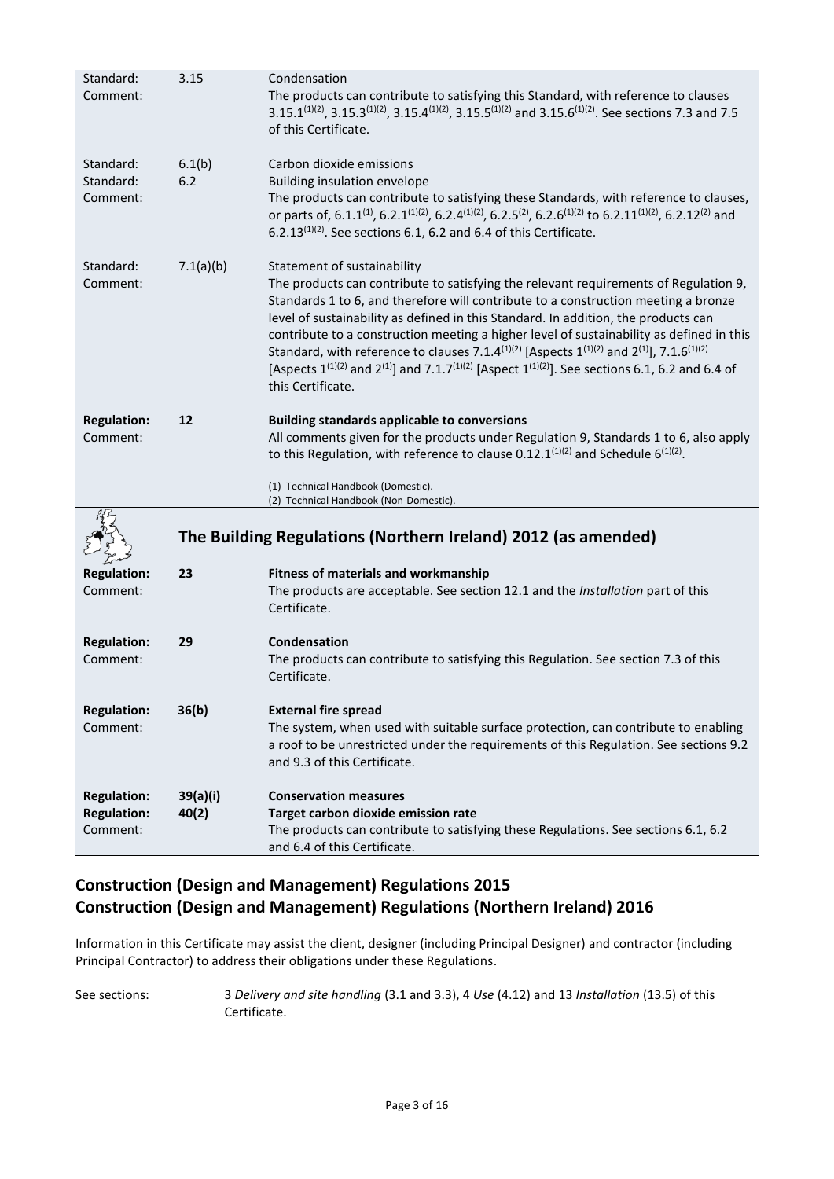| | | |
|---|---|---|
| Standard:<br>Comment: | 3.15 | Condensation<br>The products can contribute to satisfying this Standard, with reference to clauses 3.15.1[(1)(2)], 3.15.3[(1)(2)], 3.15.4[(1)(2)], 3.15.5[(1)(2)] and 3.15.6[(1)(2)]. See sections 7.3 and 7.5 of this Certificate. |
| Standard:<br>Standard:<br>Comment: | 6.1(b)<br>6.2 | Carbon dioxide emissions<br>Building insulation envelope<br>The products can contribute to satisfying these Standards, with reference to clauses, or parts of, 6.1.1[(1)], 6.2.1[(1)(2)], 6.2.4[(1)(2)], 6.2.5[(2)], 6.2.6[(1)(2)] to 6.2.11[(1)(2)], 6.2.12[(2)] and 6.2.13[(1)(2)]. See sections 6.1, 6.2 and 6.4 of this Certificate. |
| Standard:<br>Comment: | 7.1(a)(b) | Statement of sustainability<br>The products can contribute to satisfying the relevant requirements of Regulation 9, Standards 1 to 6, and therefore will contribute to a construction meeting a bronze level of sustainability as defined in this Standard. In addition, the products can contribute to a construction meeting a higher level of sustainability as defined in this Standard, with reference to clauses 7.1.4[(1)(2)] [Aspects 1[(1)(2)] and 2[(1)]], 7.1.6[(1)(2)] [Aspects 1[(1)(2)] and 2[(1)]] and 7.1.7[(1)(2)] [Aspect 1[(1)(2)]]. See sections 6.1, 6.2 and 6.4 of this Certificate. |
| **Regulation:**<br>Comment: | **12** | **Building standards applicable to conversions**<br>All comments given for the products under Regulation 9, Standards 1 to 6, also apply to this Regulation, with reference to clause 0.12.1[(1)(2)] and Schedule 6[(1)(2)].<br><br>(1) Technical Handbook (Domestic).<br>(2) Technical Handbook (Non-Domestic). |

## The Building Regulations (Northern Ireland) 2012 (as amended)

| | | |
|---|---|---|
| **Regulation:**<br>Comment: | **23** | **Fitness of materials and workmanship**<br>The products are acceptable. See section 12.1 and the *Installation* part of this Certificate. |
| **Regulation:**<br>Comment: | **29** | **Condensation**<br>The products can contribute to satisfying this Regulation. See section 7.3 of this Certificate. |
| **Regulation:**<br>Comment: | **36(b)** | **External fire spread**<br>The system, when used with suitable surface protection, can contribute to enabling a roof to be unrestricted under the requirements of this Regulation. See sections 9.2 and 9.3 of this Certificate. |
| **Regulation:**<br>**Regulation:**<br>Comment: | **39(a)(i)**<br>**40(2)** | **Conservation measures**<br>**Target carbon dioxide emission rate**<br>The products can contribute to satisfying these Regulations. See sections 6.1, 6.2 and 6.4 of this Certificate. |

## Construction (Design and Management) Regulations 2015
## Construction (Design and Management) Regulations (Northern Ireland) 2016

Information in this Certificate may assist the client, designer (including Principal Designer) and contractor (including Principal Contractor) to address their obligations under these Regulations.

See sections: 3 *Delivery and site handling* (3.1 and 3.3), 4 *Use* (4.12) and 13 *Installation* (13.5) of this Certificate.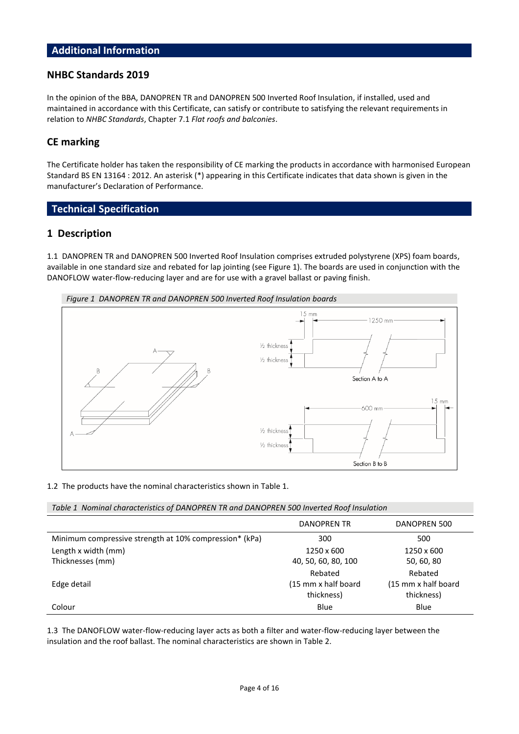## Additional Information

### NHBC Standards 2019

In the opinion of the BBA, DANOPREN TR and DANOPREN 500 Inverted Roof Insulation, if installed, used and maintained in accordance with this Certificate, can satisfy or contribute to satisfying the relevant requirements in relation to *NHBC Standards*, Chapter 7.1 *Flat roofs and balconies*.

### CE marking

The Certificate holder has taken the responsibility of CE marking the products in accordance with harmonised European Standard BS EN 13164 : 2012. An asterisk (*) appearing in this Certificate indicates that data shown is given in the manufacturer's Declaration of Performance.

## Technical Specification

### 1 Description

1.1 DANOPREN TR and DANOPREN 500 Inverted Roof Insulation comprises extruded polystyrene (XPS) foam boards, available in one standard size and rebated for lap jointing (see Figure 1). The boards are used in conjunction with the DANOFLOW water-flow-reducing layer and are for use with a gravel ballast or paving finish.

*Figure 1 DANOPREN TR and DANOPREN 500 Inverted Roof Insulation boards*

1.2 The products have the nominal characteristics shown in Table 1.

*Table 1 Nominal characteristics of DANOPREN TR and DANOPREN 500 Inverted Roof Insulation*

| | DANOPREN TR | DANOPREN 500 |
|---|---|---|
| Minimum compressive strength at 10% compression* (kPa) | 300 | 500 |
| Length x width (mm) | 1250 x 600 | 1250 x 600 |
| Thicknesses (mm) | 40, 50, 60, 80, 100 | 50, 60, 80 |
| Edge detail | Rebated (15 mm x half board thickness) | Rebated (15 mm x half board thickness) |
| Colour | Blue | Blue |

1.3 The DANOFLOW water-flow-reducing layer acts as both a filter and water-flow-reducing layer between the insulation and the roof ballast. The nominal characteristics are shown in Table 2.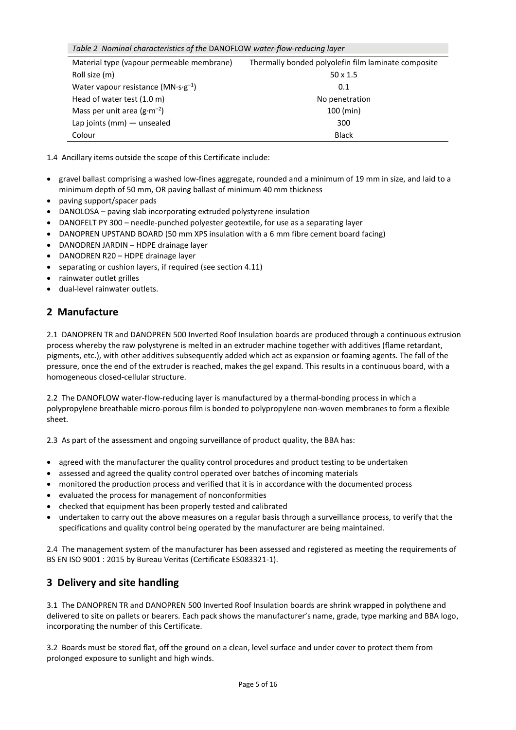*Table 2 Nominal characteristics of the* DANOFLOW *water-flow-reducing layer*

| Material type (vapour permeable membrane) | Thermally bonded polyolefin film laminate composite |
|---|---|
| Roll size (m) | 50 x 1.5 |
| Water vapour resistance ($MN{\cdot}s{\cdot}g^{-1}$) | 0.1 |
| Head of water test (1.0 m) | No penetration |
| Mass per unit area ($g{\cdot}m^{-2}$) | 100 (min) |
| Lap joints (mm) — unsealed | 300 |
| Colour | Black |

1.4 Ancillary items outside the scope of this Certificate include:

- gravel ballast comprising a washed low-fines aggregate, rounded and a minimum of 19 mm in size, and laid to a minimum depth of 50 mm, OR paving ballast of minimum 40 mm thickness
- paving support/spacer pads
- DANOLOSA – paving slab incorporating extruded polystyrene insulation
- DANOFELT PY 300 – needle-punched polyester geotextile, for use as a separating layer
- DANOPREN UPSTAND BOARD (50 mm XPS insulation with a 6 mm fibre cement board facing)
- DANODREN JARDIN – HDPE drainage layer
- DANODREN R20 – HDPE drainage layer
- separating or cushion layers, if required (see section 4.11)
- rainwater outlet grilles
- dual-level rainwater outlets.

## 2 Manufacture

2.1 DANOPREN TR and DANOPREN 500 Inverted Roof Insulation boards are produced through a continuous extrusion process whereby the raw polystyrene is melted in an extruder machine together with additives (flame retardant, pigments, etc.), with other additives subsequently added which act as expansion or foaming agents. The fall of the pressure, once the end of the extruder is reached, makes the gel expand. This results in a continuous board, with a homogeneous closed-cellular structure.

2.2 The DANOFLOW water-flow-reducing layer is manufactured by a thermal-bonding process in which a polypropylene breathable micro-porous film is bonded to polypropylene non-woven membranes to form a flexible sheet.

2.3 As part of the assessment and ongoing surveillance of product quality, the BBA has:

- agreed with the manufacturer the quality control procedures and product testing to be undertaken
- assessed and agreed the quality control operated over batches of incoming materials
- monitored the production process and verified that it is in accordance with the documented process
- evaluated the process for management of nonconformities
- checked that equipment has been properly tested and calibrated
- undertaken to carry out the above measures on a regular basis through a surveillance process, to verify that the specifications and quality control being operated by the manufacturer are being maintained.

2.4 The management system of the manufacturer has been assessed and registered as meeting the requirements of BS EN ISO 9001 : 2015 by Bureau Veritas (Certificate ES083321-1).

## 3 Delivery and site handling

3.1 The DANOPREN TR and DANOPREN 500 Inverted Roof Insulation boards are shrink wrapped in polythene and delivered to site on pallets or bearers. Each pack shows the manufacturer's name, grade, type marking and BBA logo, incorporating the number of this Certificate.

3.2 Boards must be stored flat, off the ground on a clean, level surface and under cover to protect them from prolonged exposure to sunlight and high winds.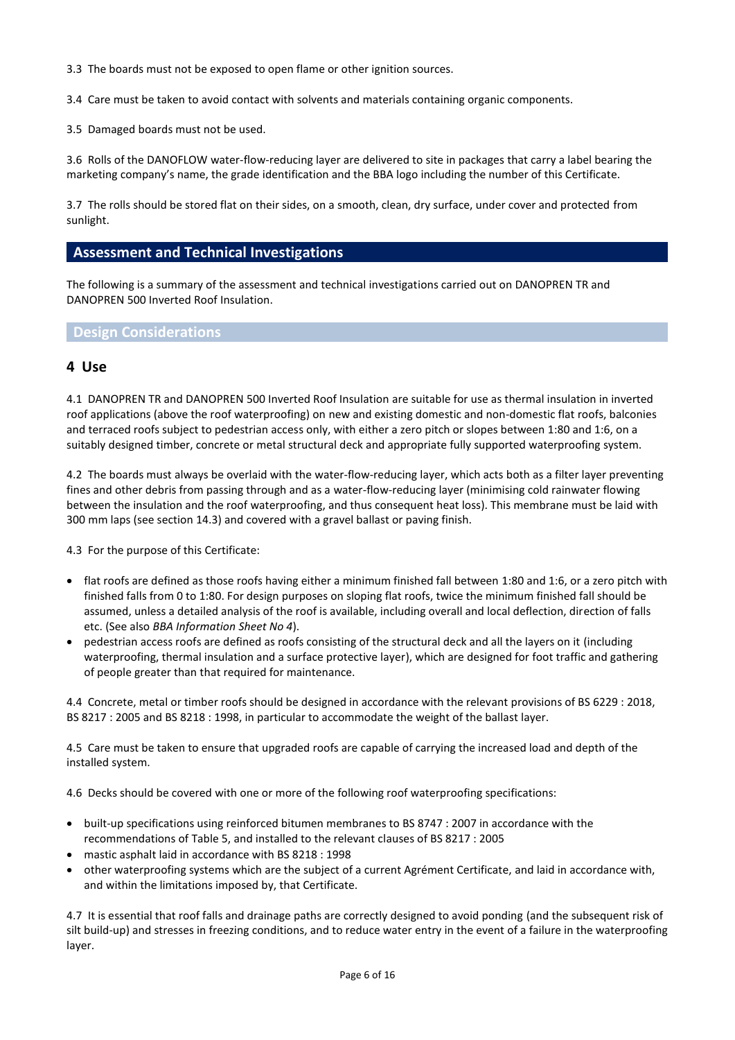3.3 The boards must not be exposed to open flame or other ignition sources.

3.4 Care must be taken to avoid contact with solvents and materials containing organic components.

3.5 Damaged boards must not be used.

3.6 Rolls of the DANOFLOW water-flow-reducing layer are delivered to site in packages that carry a label bearing the marketing company's name, the grade identification and the BBA logo including the number of this Certificate.

3.7 The rolls should be stored flat on their sides, on a smooth, clean, dry surface, under cover and protected from sunlight.

## Assessment and Technical Investigations

The following is a summary of the assessment and technical investigations carried out on DANOPREN TR and DANOPREN 500 Inverted Roof Insulation.

### Design Considerations

## 4 Use

4.1 DANOPREN TR and DANOPREN 500 Inverted Roof Insulation are suitable for use as thermal insulation in inverted roof applications (above the roof waterproofing) on new and existing domestic and non-domestic flat roofs, balconies and terraced roofs subject to pedestrian access only, with either a zero pitch or slopes between 1:80 and 1:6, on a suitably designed timber, concrete or metal structural deck and appropriate fully supported waterproofing system.

4.2 The boards must always be overlaid with the water-flow-reducing layer, which acts both as a filter layer preventing fines and other debris from passing through and as a water-flow-reducing layer (minimising cold rainwater flowing between the insulation and the roof waterproofing, and thus consequent heat loss). This membrane must be laid with 300 mm laps (see section 14.3) and covered with a gravel ballast or paving finish.

4.3 For the purpose of this Certificate:

- flat roofs are defined as those roofs having either a minimum finished fall between 1:80 and 1:6, or a zero pitch with finished falls from 0 to 1:80. For design purposes on sloping flat roofs, twice the minimum finished fall should be assumed, unless a detailed analysis of the roof is available, including overall and local deflection, direction of falls etc. (See also *BBA Information Sheet No 4*).
- pedestrian access roofs are defined as roofs consisting of the structural deck and all the layers on it (including waterproofing, thermal insulation and a surface protective layer), which are designed for foot traffic and gathering of people greater than that required for maintenance.

4.4 Concrete, metal or timber roofs should be designed in accordance with the relevant provisions of BS 6229 : 2018, BS 8217 : 2005 and BS 8218 : 1998, in particular to accommodate the weight of the ballast layer.

4.5 Care must be taken to ensure that upgraded roofs are capable of carrying the increased load and depth of the installed system.

4.6 Decks should be covered with one or more of the following roof waterproofing specifications:

- built-up specifications using reinforced bitumen membranes to BS 8747 : 2007 in accordance with the recommendations of Table 5, and installed to the relevant clauses of BS 8217 : 2005
- mastic asphalt laid in accordance with BS 8218 : 1998
- other waterproofing systems which are the subject of a current Agrément Certificate, and laid in accordance with, and within the limitations imposed by, that Certificate.

4.7 It is essential that roof falls and drainage paths are correctly designed to avoid ponding (and the subsequent risk of silt build-up) and stresses in freezing conditions, and to reduce water entry in the event of a failure in the waterproofing layer.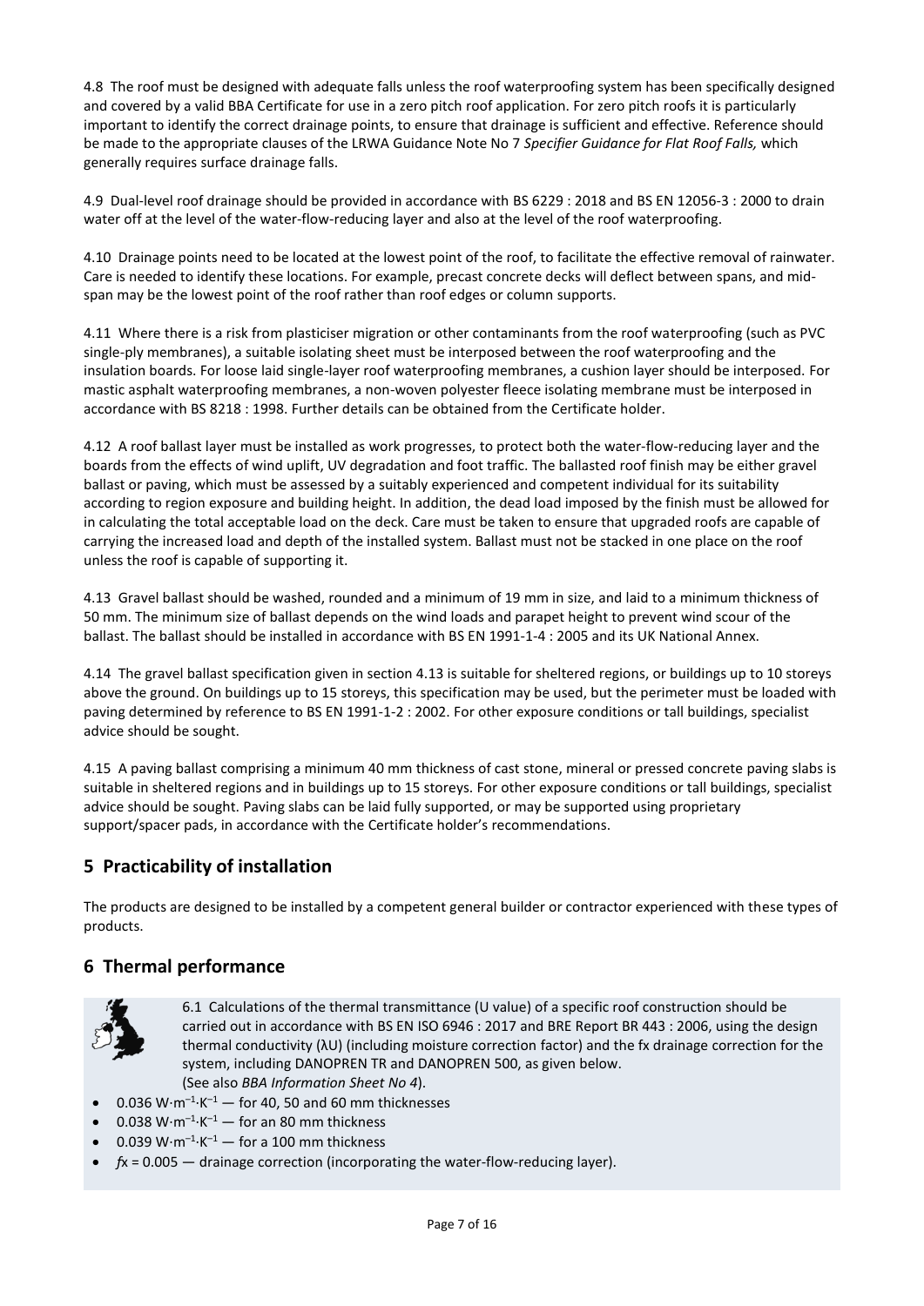4.8 The roof must be designed with adequate falls unless the roof waterproofing system has been specifically designed and covered by a valid BBA Certificate for use in a zero pitch roof application. For zero pitch roofs it is particularly important to identify the correct drainage points, to ensure that drainage is sufficient and effective. Reference should be made to the appropriate clauses of the LRWA Guidance Note No 7 *Specifier Guidance for Flat Roof Falls,* which generally requires surface drainage falls.

4.9 Dual-level roof drainage should be provided in accordance with BS 6229 : 2018 and BS EN 12056-3 : 2000 to drain water off at the level of the water-flow-reducing layer and also at the level of the roof waterproofing.

4.10 Drainage points need to be located at the lowest point of the roof, to facilitate the effective removal of rainwater. Care is needed to identify these locations. For example, precast concrete decks will deflect between spans, and mid-span may be the lowest point of the roof rather than roof edges or column supports.

4.11 Where there is a risk from plasticiser migration or other contaminants from the roof waterproofing (such as PVC single-ply membranes), a suitable isolating sheet must be interposed between the roof waterproofing and the insulation boards. For loose laid single-layer roof waterproofing membranes, a cushion layer should be interposed. For mastic asphalt waterproofing membranes, a non-woven polyester fleece isolating membrane must be interposed in accordance with BS 8218 : 1998. Further details can be obtained from the Certificate holder.

4.12 A roof ballast layer must be installed as work progresses, to protect both the water-flow-reducing layer and the boards from the effects of wind uplift, UV degradation and foot traffic. The ballasted roof finish may be either gravel ballast or paving, which must be assessed by a suitably experienced and competent individual for its suitability according to region exposure and building height. In addition, the dead load imposed by the finish must be allowed for in calculating the total acceptable load on the deck. Care must be taken to ensure that upgraded roofs are capable of carrying the increased load and depth of the installed system. Ballast must not be stacked in one place on the roof unless the roof is capable of supporting it.

4.13 Gravel ballast should be washed, rounded and a minimum of 19 mm in size, and laid to a minimum thickness of 50 mm. The minimum size of ballast depends on the wind loads and parapet height to prevent wind scour of the ballast. The ballast should be installed in accordance with BS EN 1991-1-4 : 2005 and its UK National Annex.

4.14 The gravel ballast specification given in section 4.13 is suitable for sheltered regions, or buildings up to 10 storeys above the ground. On buildings up to 15 storeys, this specification may be used, but the perimeter must be loaded with paving determined by reference to BS EN 1991-1-2 : 2002. For other exposure conditions or tall buildings, specialist advice should be sought.

4.15 A paving ballast comprising a minimum 40 mm thickness of cast stone, mineral or pressed concrete paving slabs is suitable in sheltered regions and in buildings up to 15 storeys. For other exposure conditions or tall buildings, specialist advice should be sought. Paving slabs can be laid fully supported, or may be supported using proprietary support/spacer pads, in accordance with the Certificate holder's recommendations.

## 5 Practicability of installation

The products are designed to be installed by a competent general builder or contractor experienced with these types of products.

## 6 Thermal performance

6.1 Calculations of the thermal transmittance (U value) of a specific roof construction should be carried out in accordance with BS EN ISO 6946 : 2017 and BRE Report BR 443 : 2006, using the design thermal conductivity ($\lambda U$) (including moisture correction factor) and the fx drainage correction for the system, including DANOPREN TR and DANOPREN 500, as given below.
(See also *BBA Information Sheet No 4*).

- $0.036 \text{ W·m}^{-1}\text{·K}^{-1}$ — for 40, 50 and 60 mm thicknesses
- $0.038 \text{ W·m}^{-1}\text{·K}^{-1}$ — for an 80 mm thickness
- $0.039 \text{ W·m}^{-1}\text{·K}^{-1}$ — for a 100 mm thickness
- $fx = 0.005$ — drainage correction (incorporating the water-flow-reducing layer).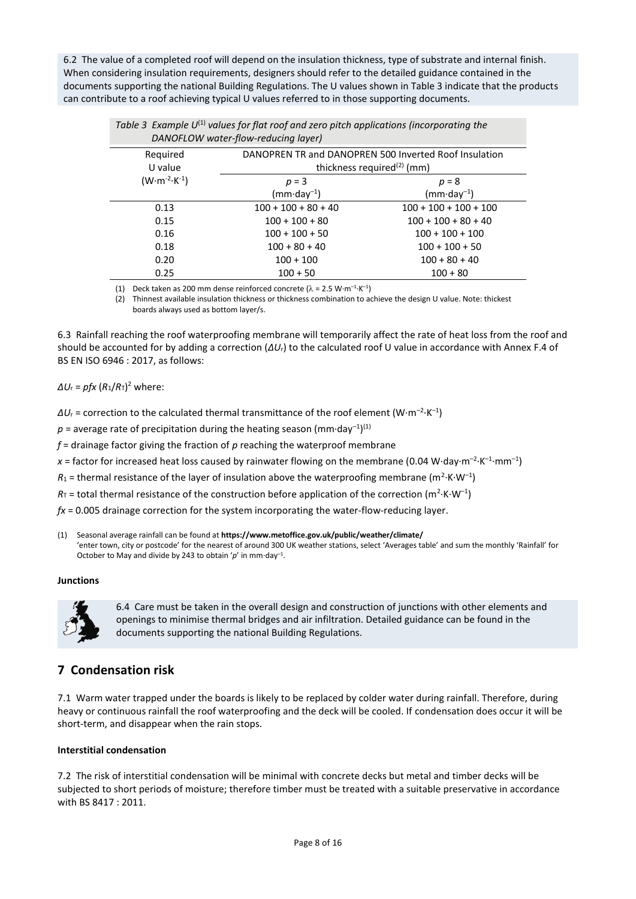6.2 The value of a completed roof will depend on the insulation thickness, type of substrate and internal finish. When considering insulation requirements, designers should refer to the detailed guidance contained in the documents supporting the national Building Regulations. The U values shown in Table 3 indicate that the products can contribute to a roof achieving typical U values referred to in those supporting documents.

*Table 3 Example U[1] values for flat roof and zero pitch applications (incorporating the DANOFLOW water-flow-reducing layer)*

| Required U value ($W{\cdot}m^{-2}{\cdot}K^{-1}$) | DANOPREN TR and DANOPREN 500 Inverted Roof Insulation thickness required[2] (mm) | |
|---|---|---|
| | $p = 3$ ($mm{\cdot}day^{-1}$) | $p = 8$ ($mm{\cdot}day^{-1}$) |
| 0.13 | 100 + 100 + 80 + 40 | 100 + 100 + 100 + 100 |
| 0.15 | 100 + 100 + 80 | 100 + 100 + 80 + 40 |
| 0.16 | 100 + 100 + 50 | 100 + 100 + 100 |
| 0.18 | 100 + 80 + 40 | 100 + 100 + 50 |
| 0.20 | 100 + 100 | 100 + 80 + 40 |
| 0.25 | 100 + 50 | 100 + 80 |

(1) Deck taken as 200 mm dense reinforced concrete ($\lambda = 2.5\ W{\cdot}m^{-1}{\cdot}K^{-1}$)

(2) Thinnest available insulation thickness or thickness combination to achieve the design U value. Note: thickest boards always used as bottom layer/s.

6.3 Rainfall reaching the roof waterproofing membrane will temporarily affect the rate of heat loss from the roof and should be accounted for by adding a correction ($\Delta U_r$) to the calculated roof U value in accordance with Annex F.4 of BS EN ISO 6946 : 2017, as follows:

$\Delta U_r = pfx\,(R_1/R_T)^2$ where:

$\Delta U_r$ = correction to the calculated thermal transmittance of the roof element ($W{\cdot}m^{-2}{\cdot}K^{-1}$)

$p$ = average rate of precipitation during the heating season ($mm{\cdot}day^{-1}$)[1]

$f$ = drainage factor giving the fraction of $p$ reaching the waterproof membrane

$x$ = factor for increased heat loss caused by rainwater flowing on the membrane ($0.04\ W{\cdot}day{\cdot}m^{-2}{\cdot}K^{-1}{\cdot}mm^{-1}$)

$R_1$ = thermal resistance of the layer of insulation above the waterproofing membrane ($m^2{\cdot}K{\cdot}W^{-1}$)

$R_T$ = total thermal resistance of the construction before application of the correction ($m^2{\cdot}K{\cdot}W^{-1}$)

$fx$ = 0.005 drainage correction for the system incorporating the water-flow-reducing layer.

(1) Seasonal average rainfall can be found at **https://www.metoffice.gov.uk/public/weather/climate/** 'enter town, city or postcode' for the nearest of around 300 UK weather stations, select 'Averages table' and sum the monthly 'Rainfall' for October to May and divide by 243 to obtain '$p$' in $mm{\cdot}day^{-1}$.

**Junctions**

6.4 Care must be taken in the overall design and construction of junctions with other elements and openings to minimise thermal bridges and air infiltration. Detailed guidance can be found in the documents supporting the national Building Regulations.

## 7 Condensation risk

7.1 Warm water trapped under the boards is likely to be replaced by colder water during rainfall. Therefore, during heavy or continuous rainfall the roof waterproofing and the deck will be cooled. If condensation does occur it will be short-term, and disappear when the rain stops.

**Interstitial condensation**

7.2 The risk of interstitial condensation will be minimal with concrete decks but metal and timber decks will be subjected to short periods of moisture; therefore timber must be treated with a suitable preservative in accordance with BS 8417 : 2011.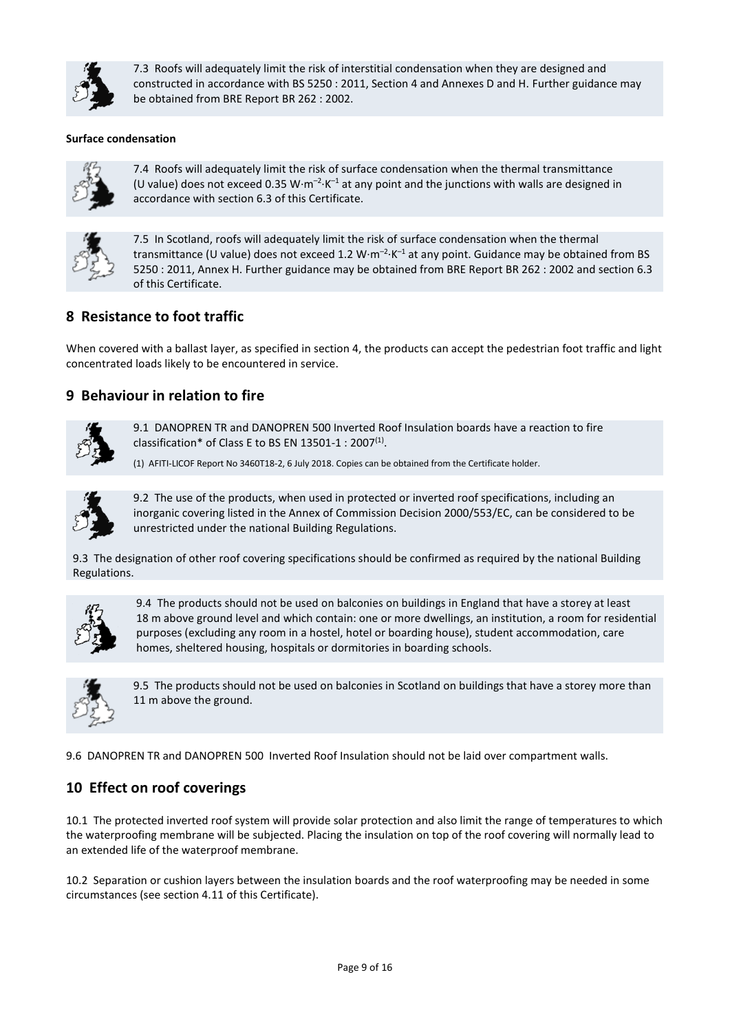7.3 Roofs will adequately limit the risk of interstitial condensation when they are designed and constructed in accordance with BS 5250 : 2011, Section 4 and Annexes D and H. Further guidance may be obtained from BRE Report BR 262 : 2002.

**Surface condensation**

7.4 Roofs will adequately limit the risk of surface condensation when the thermal transmittance (U value) does not exceed 0.35 $W \cdot m^{-2} \cdot K^{-1}$ at any point and the junctions with walls are designed in accordance with section 6.3 of this Certificate.

7.5 In Scotland, roofs will adequately limit the risk of surface condensation when the thermal transmittance (U value) does not exceed 1.2 $W \cdot m^{-2} \cdot K^{-1}$ at any point. Guidance may be obtained from BS 5250 : 2011, Annex H. Further guidance may be obtained from BRE Report BR 262 : 2002 and section 6.3 of this Certificate.

## 8 Resistance to foot traffic

When covered with a ballast layer, as specified in section 4, the products can accept the pedestrian foot traffic and light concentrated loads likely to be encountered in service.

## 9 Behaviour in relation to fire

9.1 DANOPREN TR and DANOPREN 500 Inverted Roof Insulation boards have a reaction to fire classification* of Class E to BS EN 13501-1 : 2007[1].

(1) AFITI-LICOF Report No 3460T18-2, 6 July 2018. Copies can be obtained from the Certificate holder.

9.2 The use of the products, when used in protected or inverted roof specifications, including an inorganic covering listed in the Annex of Commission Decision 2000/553/EC, can be considered to be unrestricted under the national Building Regulations.

9.3 The designation of other roof covering specifications should be confirmed as required by the national Building Regulations.

9.4 The products should not be used on balconies on buildings in England that have a storey at least 18 m above ground level and which contain: one or more dwellings, an institution, a room for residential purposes (excluding any room in a hostel, hotel or boarding house), student accommodation, care homes, sheltered housing, hospitals or dormitories in boarding schools.

9.5 The products should not be used on balconies in Scotland on buildings that have a storey more than 11 m above the ground.

9.6 DANOPREN TR and DANOPREN 500 Inverted Roof Insulation should not be laid over compartment walls.

## 10 Effect on roof coverings

10.1 The protected inverted roof system will provide solar protection and also limit the range of temperatures to which the waterproofing membrane will be subjected. Placing the insulation on top of the roof covering will normally lead to an extended life of the waterproof membrane.

10.2 Separation or cushion layers between the insulation boards and the roof waterproofing may be needed in some circumstances (see section 4.11 of this Certificate).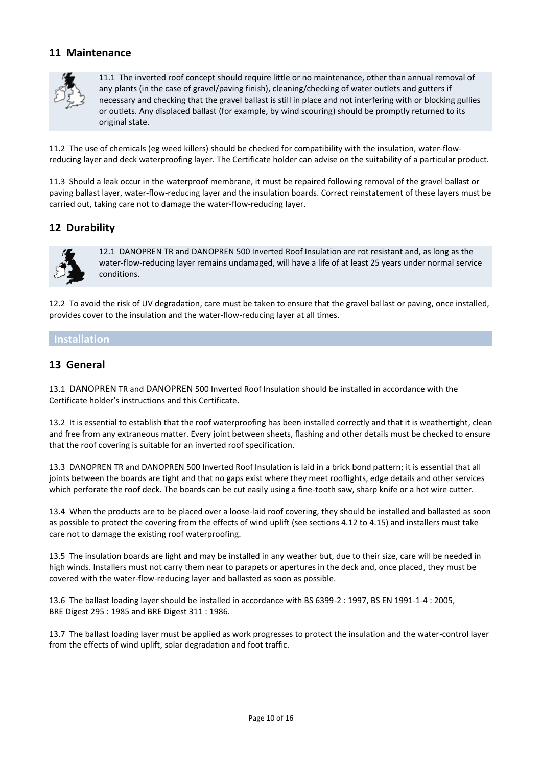## 11 Maintenance

11.1 The inverted roof concept should require little or no maintenance, other than annual removal of any plants (in the case of gravel/paving finish), cleaning/checking of water outlets and gutters if necessary and checking that the gravel ballast is still in place and not interfering with or blocking gullies or outlets. Any displaced ballast (for example, by wind scouring) should be promptly returned to its original state.

11.2 The use of chemicals (eg weed killers) should be checked for compatibility with the insulation, water-flow-reducing layer and deck waterproofing layer. The Certificate holder can advise on the suitability of a particular product.

11.3 Should a leak occur in the waterproof membrane, it must be repaired following removal of the gravel ballast or paving ballast layer, water-flow-reducing layer and the insulation boards. Correct reinstatement of these layers must be carried out, taking care not to damage the water-flow-reducing layer.

## 12 Durability

12.1 DANOPREN TR and DANOPREN 500 Inverted Roof Insulation are rot resistant and, as long as the water-flow-reducing layer remains undamaged, will have a life of at least 25 years under normal service conditions.

12.2 To avoid the risk of UV degradation, care must be taken to ensure that the gravel ballast or paving, once installed, provides cover to the insulation and the water-flow-reducing layer at all times.

# Installation

## 13 General

13.1 DANOPREN TR and DANOPREN 500 Inverted Roof Insulation should be installed in accordance with the Certificate holder's instructions and this Certificate.

13.2 It is essential to establish that the roof waterproofing has been installed correctly and that it is weathertight, clean and free from any extraneous matter. Every joint between sheets, flashing and other details must be checked to ensure that the roof covering is suitable for an inverted roof specification.

13.3 DANOPREN TR and DANOPREN 500 Inverted Roof Insulation is laid in a brick bond pattern; it is essential that all joints between the boards are tight and that no gaps exist where they meet rooflights, edge details and other services which perforate the roof deck. The boards can be cut easily using a fine-tooth saw, sharp knife or a hot wire cutter.

13.4 When the products are to be placed over a loose-laid roof covering, they should be installed and ballasted as soon as possible to protect the covering from the effects of wind uplift (see sections 4.12 to 4.15) and installers must take care not to damage the existing roof waterproofing.

13.5 The insulation boards are light and may be installed in any weather but, due to their size, care will be needed in high winds. Installers must not carry them near to parapets or apertures in the deck and, once placed, they must be covered with the water-flow-reducing layer and ballasted as soon as possible.

13.6 The ballast loading layer should be installed in accordance with BS 6399-2 : 1997, BS EN 1991-1-4 : 2005, BRE Digest 295 : 1985 and BRE Digest 311 : 1986.

13.7 The ballast loading layer must be applied as work progresses to protect the insulation and the water-control layer from the effects of wind uplift, solar degradation and foot traffic.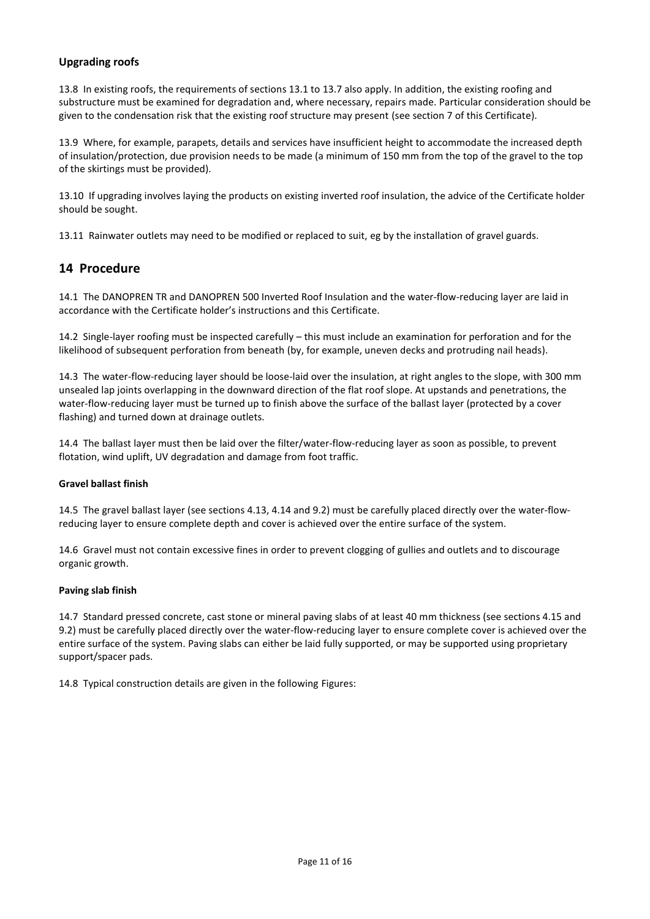### Upgrading roofs

13.8 In existing roofs, the requirements of sections 13.1 to 13.7 also apply. In addition, the existing roofing and substructure must be examined for degradation and, where necessary, repairs made. Particular consideration should be given to the condensation risk that the existing roof structure may present (see section 7 of this Certificate).

13.9 Where, for example, parapets, details and services have insufficient height to accommodate the increased depth of insulation/protection, due provision needs to be made (a minimum of 150 mm from the top of the gravel to the top of the skirtings must be provided).

13.10 If upgrading involves laying the products on existing inverted roof insulation, the advice of the Certificate holder should be sought.

13.11 Rainwater outlets may need to be modified or replaced to suit, eg by the installation of gravel guards.

## 14 Procedure

14.1 The DANOPREN TR and DANOPREN 500 Inverted Roof Insulation and the water-flow-reducing layer are laid in accordance with the Certificate holder's instructions and this Certificate.

14.2 Single-layer roofing must be inspected carefully – this must include an examination for perforation and for the likelihood of subsequent perforation from beneath (by, for example, uneven decks and protruding nail heads).

14.3 The water-flow-reducing layer should be loose-laid over the insulation, at right angles to the slope, with 300 mm unsealed lap joints overlapping in the downward direction of the flat roof slope. At upstands and penetrations, the water-flow-reducing layer must be turned up to finish above the surface of the ballast layer (protected by a cover flashing) and turned down at drainage outlets.

14.4 The ballast layer must then be laid over the filter/water-flow-reducing layer as soon as possible, to prevent flotation, wind uplift, UV degradation and damage from foot traffic.

#### Gravel ballast finish

14.5 The gravel ballast layer (see sections 4.13, 4.14 and 9.2) must be carefully placed directly over the water-flow-reducing layer to ensure complete depth and cover is achieved over the entire surface of the system.

14.6 Gravel must not contain excessive fines in order to prevent clogging of gullies and outlets and to discourage organic growth.

#### Paving slab finish

14.7 Standard pressed concrete, cast stone or mineral paving slabs of at least 40 mm thickness (see sections 4.15 and 9.2) must be carefully placed directly over the water-flow-reducing layer to ensure complete cover is achieved over the entire surface of the system. Paving slabs can either be laid fully supported, or may be supported using proprietary support/spacer pads.

14.8 Typical construction details are given in the following Figures: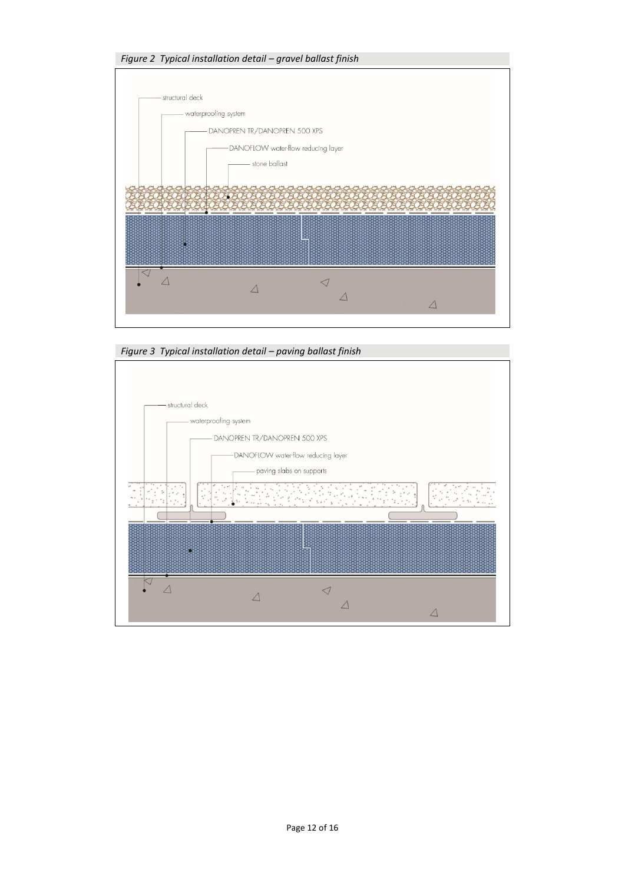*Figure 2 Typical installation detail – gravel ballast finish*

structural deck

waterproofing system

DANOPREN TR/DANOPREN 500 XPS

DANOFLOW water-flow reducing layer

stone ballast

*Figure 3 Typical installation detail – paving ballast finish*

structural deck

waterproofing system

DANOPREN TR/DANOPREN 500 XPS

DANOFLOW water-flow reducing layer

paving slabs on supports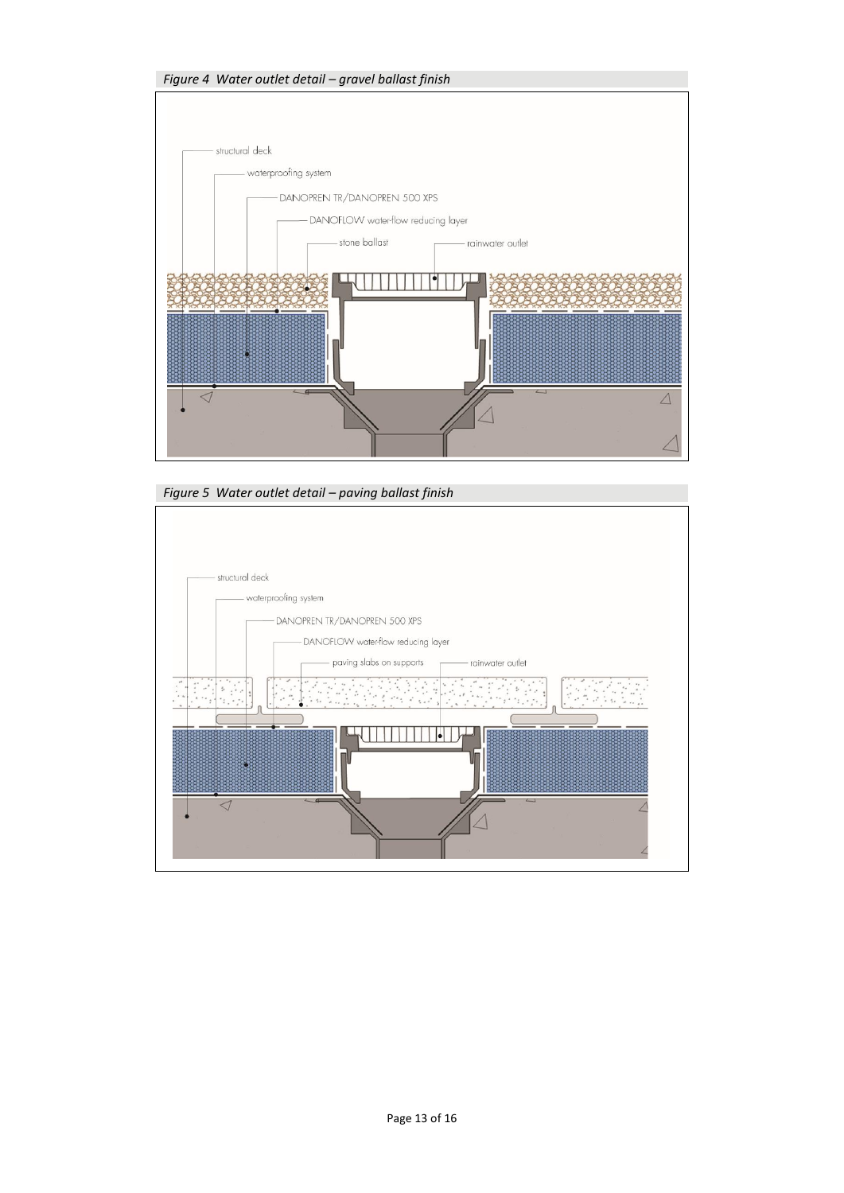*Figure 4 Water outlet detail – gravel ballast finish*

structural deck

waterproofing system

DANOPREN TR/DANOPREN 500 XPS

DANOFLOW water-flow reducing layer

stone ballast

rainwater outlet

*Figure 5 Water outlet detail – paving ballast finish*

structural deck

waterproofing system

DANOPREN TR/DANOPREN 500 XPS

DANOFLOW water-flow reducing layer

paving slabs on supports

rainwater outlet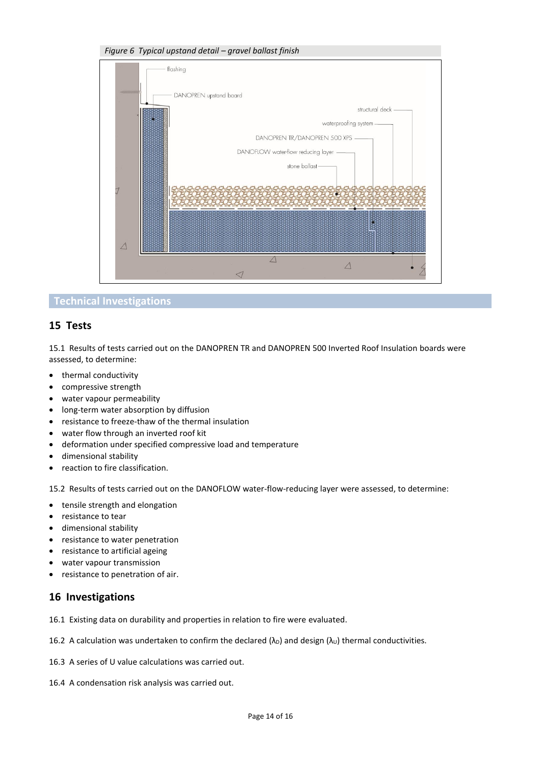*Figure 6 Typical upstand detail – gravel ballast finish*

flashing

DANOPREN upstand board

structural deck

waterproofing system

DANOPREN TR/DANOPREN 500 XPS

DANOFLOW water-flow reducing layer

stone ballast

## Technical Investigations

## 15 Tests

15.1 Results of tests carried out on the DANOPREN TR and DANOPREN 500 Inverted Roof Insulation boards were assessed, to determine:

- thermal conductivity
- compressive strength
- water vapour permeability
- long-term water absorption by diffusion
- resistance to freeze-thaw of the thermal insulation
- water flow through an inverted roof kit
- deformation under specified compressive load and temperature
- dimensional stability
- reaction to fire classification.

15.2 Results of tests carried out on the DANOFLOW water-flow-reducing layer were assessed, to determine:

- tensile strength and elongation
- resistance to tear
- dimensional stability
- resistance to water penetration
- resistance to artificial ageing
- water vapour transmission
- resistance to penetration of air.

## 16 Investigations

16.1 Existing data on durability and properties in relation to fire were evaluated.

16.2 A calculation was undertaken to confirm the declared ($\lambda_D$) and design ($\lambda_U$) thermal conductivities.

16.3 A series of U value calculations was carried out.

16.4 A condensation risk analysis was carried out.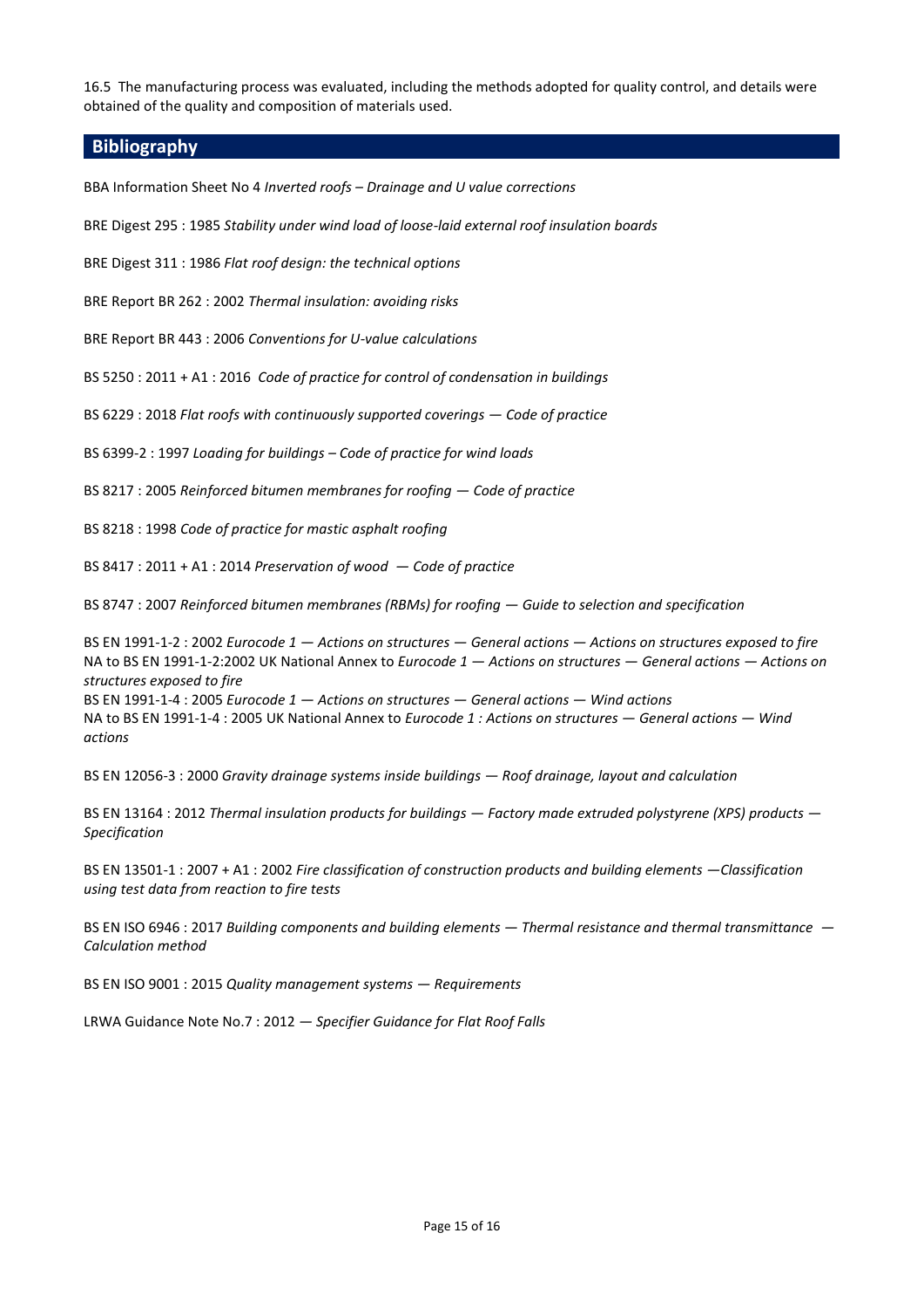16.5 The manufacturing process was evaluated, including the methods adopted for quality control, and details were obtained of the quality and composition of materials used.

## Bibliography

BBA Information Sheet No 4 *Inverted roofs – Drainage and U value corrections*

BRE Digest 295 : 1985 *Stability under wind load of loose-laid external roof insulation boards*

BRE Digest 311 : 1986 *Flat roof design: the technical options*

BRE Report BR 262 : 2002 *Thermal insulation: avoiding risks*

BRE Report BR 443 : 2006 *Conventions for U-value calculations*

BS 5250 : 2011 + A1 : 2016 *Code of practice for control of condensation in buildings*

BS 6229 : 2018 *Flat roofs with continuously supported coverings — Code of practice*

BS 6399-2 : 1997 *Loading for buildings – Code of practice for wind loads*

BS 8217 : 2005 *Reinforced bitumen membranes for roofing — Code of practice*

BS 8218 : 1998 *Code of practice for mastic asphalt roofing*

BS 8417 : 2011 + A1 : 2014 *Preservation of wood — Code of practice*

BS 8747 : 2007 *Reinforced bitumen membranes (RBMs) for roofing — Guide to selection and specification*

BS EN 1991-1-2 : 2002 *Eurocode 1 — Actions on structures — General actions — Actions on structures exposed to fire*
NA to BS EN 1991-1-2:2002 UK National Annex to *Eurocode 1 — Actions on structures — General actions — Actions on structures exposed to fire*
BS EN 1991-1-4 : 2005 *Eurocode 1 — Actions on structures — General actions — Wind actions*
NA to BS EN 1991-1-4 : 2005 UK National Annex to *Eurocode 1 : Actions on structures — General actions — Wind actions*

BS EN 12056-3 : 2000 *Gravity drainage systems inside buildings — Roof drainage, layout and calculation*

BS EN 13164 : 2012 *Thermal insulation products for buildings — Factory made extruded polystyrene (XPS) products — Specification*

BS EN 13501-1 : 2007 + A1 : 2002 *Fire classification of construction products and building elements —Classification using test data from reaction to fire tests*

BS EN ISO 6946 : 2017 *Building components and building elements — Thermal resistance and thermal transmittance — Calculation method*

BS EN ISO 9001 : 2015 *Quality management systems — Requirements*

LRWA Guidance Note No.7 : 2012 — *Specifier Guidance for Flat Roof Falls*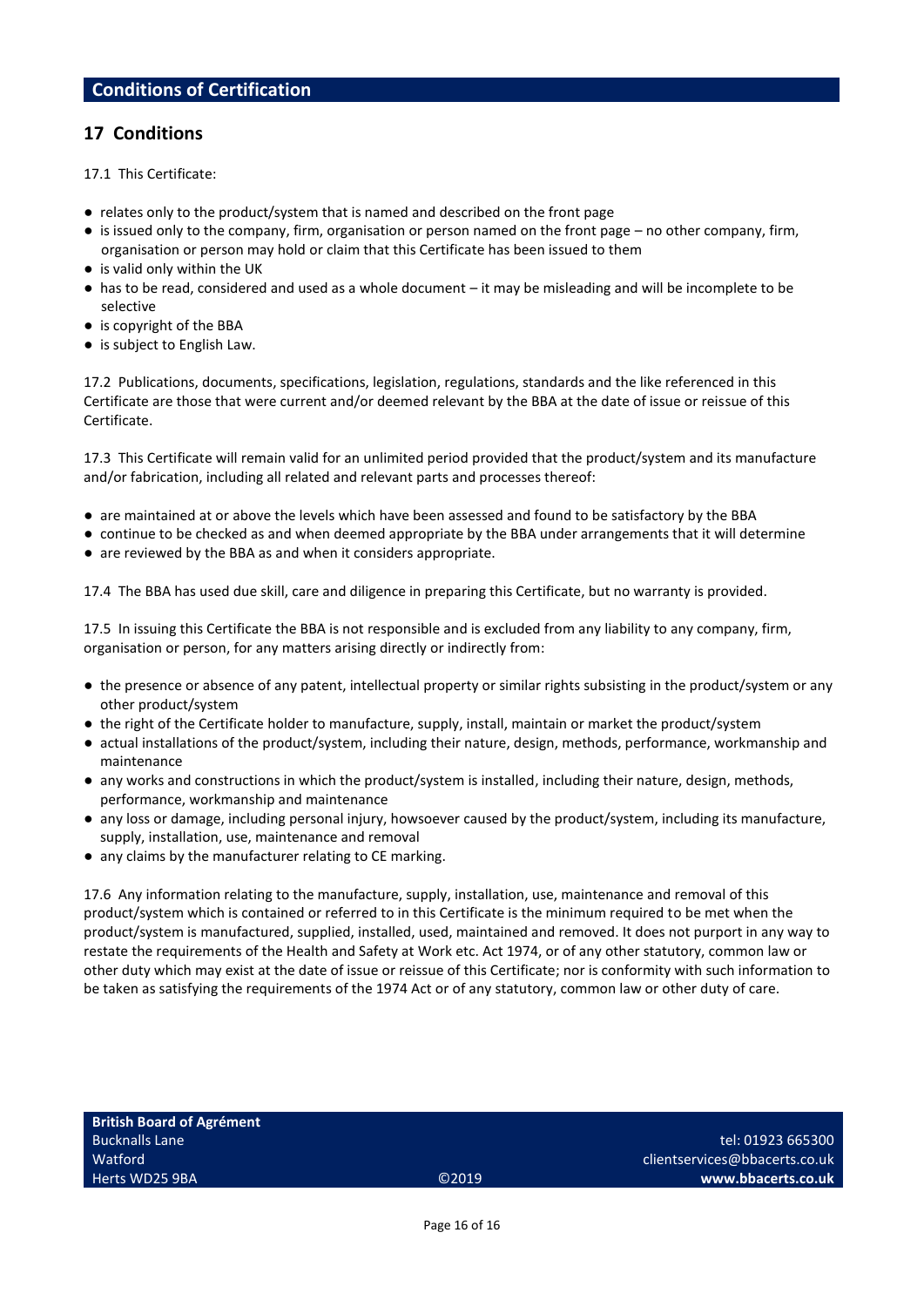## Conditions of Certification

### 17 Conditions

17.1 This Certificate:

- relates only to the product/system that is named and described on the front page
- is issued only to the company, firm, organisation or person named on the front page – no other company, firm, organisation or person may hold or claim that this Certificate has been issued to them
- is valid only within the UK
- has to be read, considered and used as a whole document – it may be misleading and will be incomplete to be selective
- is copyright of the BBA
- is subject to English Law.

17.2 Publications, documents, specifications, legislation, regulations, standards and the like referenced in this Certificate are those that were current and/or deemed relevant by the BBA at the date of issue or reissue of this Certificate.

17.3 This Certificate will remain valid for an unlimited period provided that the product/system and its manufacture and/or fabrication, including all related and relevant parts and processes thereof:

- are maintained at or above the levels which have been assessed and found to be satisfactory by the BBA
- continue to be checked as and when deemed appropriate by the BBA under arrangements that it will determine
- are reviewed by the BBA as and when it considers appropriate.

17.4 The BBA has used due skill, care and diligence in preparing this Certificate, but no warranty is provided.

17.5 In issuing this Certificate the BBA is not responsible and is excluded from any liability to any company, firm, organisation or person, for any matters arising directly or indirectly from:

- the presence or absence of any patent, intellectual property or similar rights subsisting in the product/system or any other product/system
- the right of the Certificate holder to manufacture, supply, install, maintain or market the product/system
- actual installations of the product/system, including their nature, design, methods, performance, workmanship and maintenance
- any works and constructions in which the product/system is installed, including their nature, design, methods, performance, workmanship and maintenance
- any loss or damage, including personal injury, howsoever caused by the product/system, including its manufacture, supply, installation, use, maintenance and removal
- any claims by the manufacturer relating to CE marking.

17.6 Any information relating to the manufacture, supply, installation, use, maintenance and removal of this product/system which is contained or referred to in this Certificate is the minimum required to be met when the product/system is manufactured, supplied, installed, used, maintained and removed. It does not purport in any way to restate the requirements of the Health and Safety at Work etc. Act 1974, or of any other statutory, common law or other duty which may exist at the date of issue or reissue of this Certificate; nor is conformity with such information to be taken as satisfying the requirements of the 1974 Act or of any statutory, common law or other duty of care.

**British Board of Agrément**
Bucknalls Lane
Watford
Herts WD25 9BA

©2019

tel: 01923 665300
clientservices@bbacerts.co.uk
**www.bbacerts.co.uk**